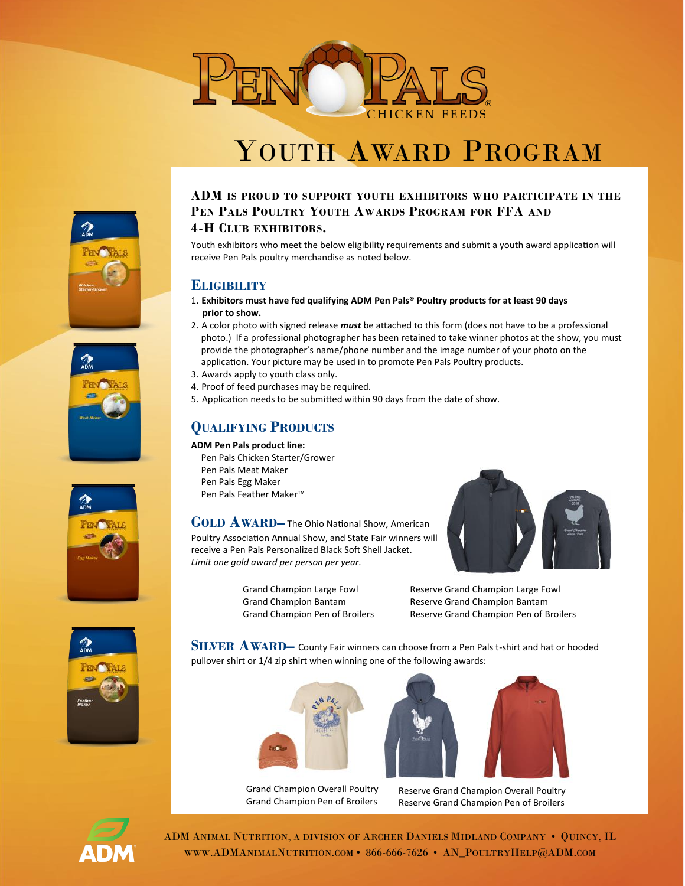# Pen Pals Chicken Feeds

# Youth Award Program

## ADM is proud to support youth exhibitors who participate in the Pen Pals Poultry Youth Awards Program for FFA and 4-H Club exhibitors.

Youth exhibitors who meet the below eligibility requirements and submit a youth award application will receive Pen Pals poultry merchandise as noted below.

## Eligibility

1. **Exhibitors must have fed qualifying ADM Pen Pals® Poultry products for at least 90 days prior to show.**
2. A color photo with signed release ***must*** be attached to this form (does not have to be a professional photo.) If a professional photographer has been retained to take winner photos at the show, you must provide the photographer's name/phone number and the image number of your photo on the application. Your picture may be used in to promote Pen Pals Poultry products.
3. Awards apply to youth class only.
4. Proof of feed purchases may be required.
5. Application needs to be submitted within 90 days from the date of show.

## Qualifying Products

**ADM Pen Pals product line:**

- Pen Pals Chicken Starter/Grower
- Pen Pals Meat Maker
- Pen Pals Egg Maker
- Pen Pals Feather Maker™

## Gold Award–

The Ohio National Show, American Poultry Association Annual Show, and State Fair winners will receive a Pen Pals Personalized Black Soft Shell Jacket. *Limit one gold award per person per year.*

- Grand Champion Large Fowl
- Grand Champion Bantam
- Grand Champion Pen of Broilers
- Reserve Grand Champion Large Fowl
- Reserve Grand Champion Bantam
- Reserve Grand Champion Pen of Broilers

## Silver Award–

County Fair winners can choose from a Pen Pals t-shirt and hat or hooded pullover shirt or 1/4 zip shirt when winning one of the following awards:

- Grand Champion Overall Poultry
- Grand Champion Pen of Broilers
- Reserve Grand Champion Overall Poultry
- Reserve Grand Champion Pen of Broilers

ADM Animal Nutrition, a division of Archer Daniels Midland Company • Quincy, IL
www.ADMAnimalNutrition.com • 866-666-7626 • AN_PoultryHelp@ADM.com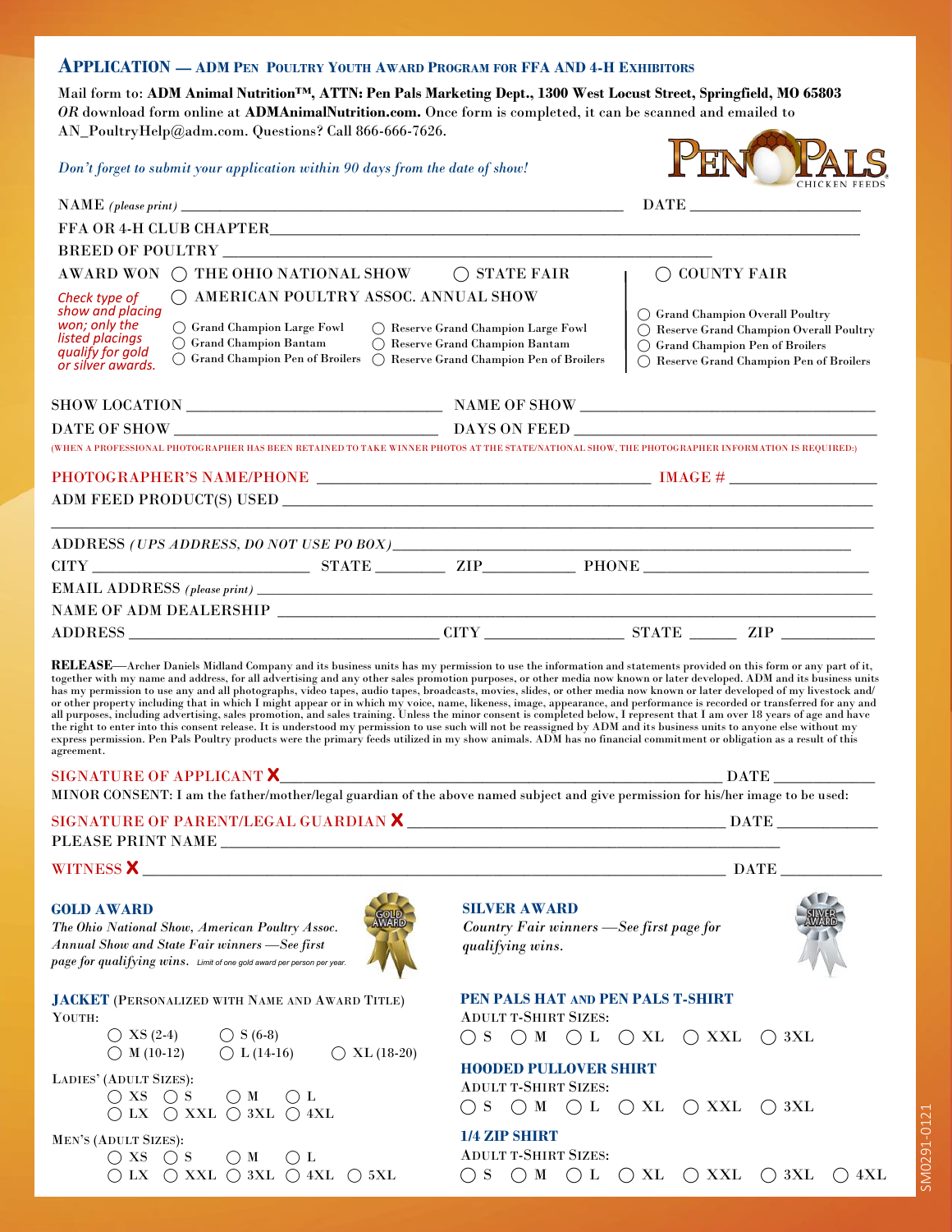## APPLICATION — ADM PEN POULTRY YOUTH AWARD PROGRAM FOR FFA AND 4-H EXHIBITORS

Mail form to: **ADM Animal Nutrition™, ATTN: Pen Pals Marketing Dept., 1300 West Locust Street, Springfield, MO 65803** *OR* download form online at **ADMAnimalNutrition.com.** Once form is completed, it can be scanned and emailed to AN_PoultryHelp@adm.com. Questions? Call 866-666-7626.

*Don't forget to submit your application within 90 days from the date of show!*

PEN PALS CHICKEN FEEDS

NAME *(please print)* ______________________ DATE ______________

FFA OR 4-H CLUB CHAPTER ______________________

BREED OF POULTRY ______________________

AWARD WON ◯ THE OHIO NATIONAL SHOW ◯ STATE FAIR ◯ COUNTY FAIR

◯ AMERICAN POULTRY ASSOC. ANNUAL SHOW

*Check type of show and placing won; only the listed placings qualify for gold or silver awards.*

◯ Grand Champion Large Fowl ◯ Reserve Grand Champion Large Fowl
◯ Grand Champion Bantam ◯ Reserve Grand Champion Bantam
◯ Grand Champion Pen of Broilers ◯ Reserve Grand Champion Pen of Broilers

◯ Grand Champion Overall Poultry
◯ Reserve Grand Champion Overall Poultry
◯ Grand Champion Pen of Broilers
◯ Reserve Grand Champion Pen of Broilers

SHOW LOCATION ______________ NAME OF SHOW ______________

DATE OF SHOW ______________ DAYS ON FEED ______________

(WHEN A PROFESSIONAL PHOTOGRAPHER HAS BEEN RETAINED TO TAKE WINNER PHOTOS AT THE STATE/NATIONAL SHOW, THE PHOTOGRAPHER INFORMATION IS REQUIRED:)

PHOTOGRAPHER'S NAME/PHONE ______________ IMAGE # ______________

ADM FEED PRODUCT(S) USED ______________________

ADDRESS *(UPS ADDRESS, DO NOT USE PO BOX)* ______________________

CITY ______________ STATE ________ ZIP ________ PHONE ______________

EMAIL ADDRESS *(please print)* ______________________

NAME OF ADM DEALERSHIP ______________________

ADDRESS ______________ CITY ______________ STATE ______ ZIP ________

**RELEASE**—Archer Daniels Midland Company and its business units has my permission to use the information and statements provided on this form or any part of it, together with my name and address, for all advertising and any other sales promotion purposes, or other media now known or later developed. ADM and its business units has my permission to use any and all photographs, video tapes, audio tapes, broadcasts, movies, slides, or other media now known or later developed of my livestock and/or other property including that in which I might appear or in which my voice, name, likeness, image, appearance, and performance is recorded or transferred for any and all purposes, including advertising, sales promotion, and sales training. Unless the minor consent is completed below, I represent that I am over 18 years of age and have the right to enter into this consent release. It is understood my permission to use such will not be reassigned by ADM and its business units to anyone else without my express permission. Pen Pals Poultry products were the primary feeds utilized in my show animals. ADM has no financial commitment or obligation as a result of this agreement.

SIGNATURE OF APPLICANT **X** ______________________ DATE __________

MINOR CONSENT: I am the father/mother/legal guardian of the above named subject and give permission for his/her image to be used:

SIGNATURE OF PARENT/LEGAL GUARDIAN **X** ______________________ DATE __________

PLEASE PRINT NAME ______________________

WITNESS **X** ______________________ DATE __________

### GOLD AWARD

*The Ohio National Show, American Poultry Assoc. Annual Show and State Fair winners —See first page for qualifying wins.* Limit of one gold award per person per year.

### SILVER AWARD

*Country Fair winners —See first page for qualifying wins.*

### JACKET (Personalized with Name and Award Title)

YOUTH:
◯ XS (2-4) ◯ S (6-8)
◯ M (10-12) ◯ L (14-16) ◯ XL (18-20)

LADIES' (ADULT SIZES):
◯ XS ◯ S ◯ M ◯ L
◯ LX ◯ XXL ◯ 3XL ◯ 4XL

MEN'S (ADULT SIZES):
◯ XS ◯ S ◯ M ◯ L
◯ LX ◯ XXL ◯ 3XL ◯ 4XL ◯ 5XL

### PEN PALS HAT AND PEN PALS T-SHIRT

ADULT T-SHIRT SIZES:
◯ S ◯ M ◯ L ◯ XL ◯ XXL ◯ 3XL

### HOODED PULLOVER SHIRT

ADULT T-SHIRT SIZES:
◯ S ◯ M ◯ L ◯ XL ◯ XXL ◯ 3XL

### 1/4 ZIP SHIRT

ADULT T-SHIRT SIZES:
◯ S ◯ M ◯ L ◯ XL ◯ XXL ◯ 3XL ◯ 4XL

SM0291-0121